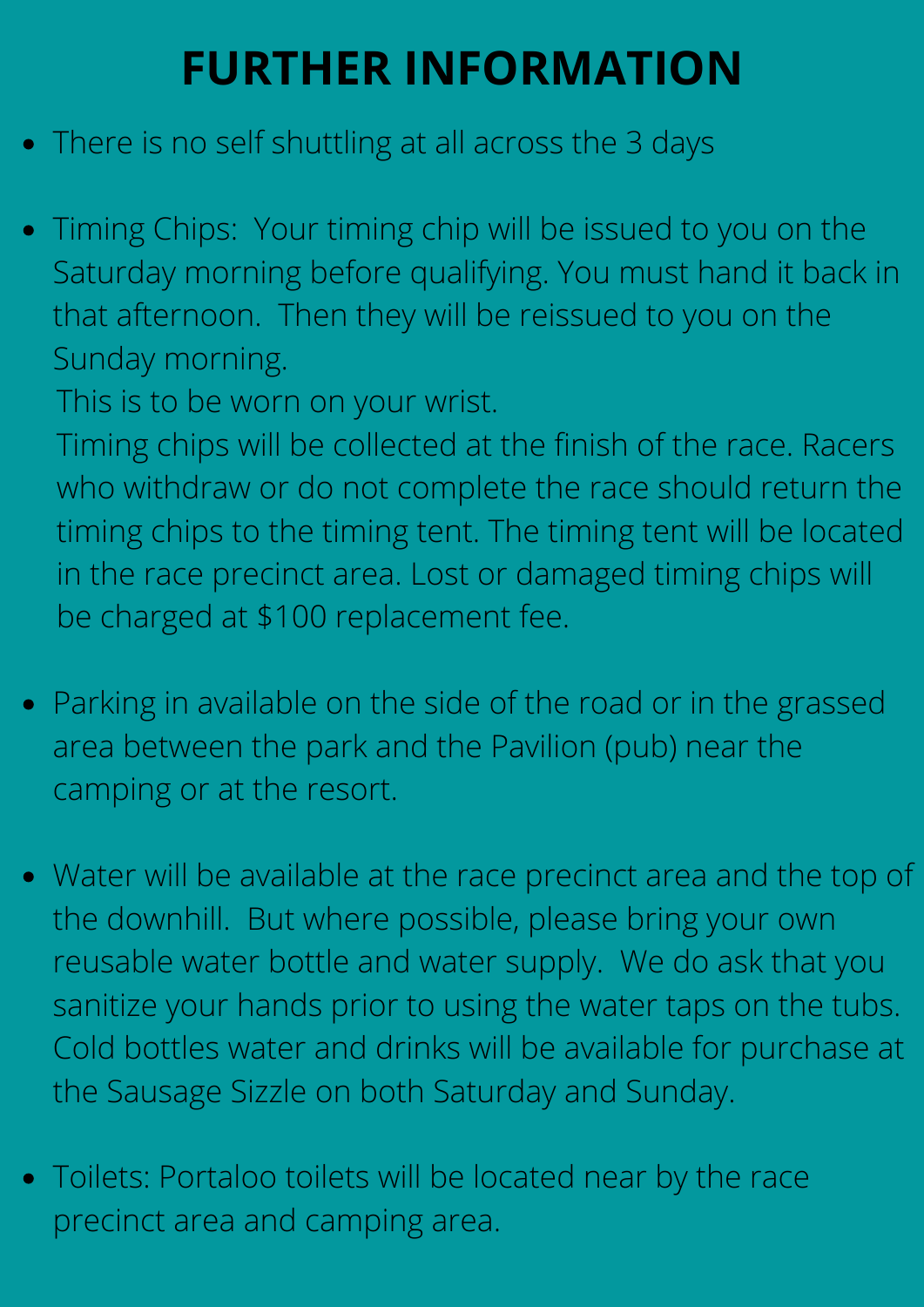# FURTHER INFORMATION

- There is no self shuttling at all across the 3 days

- Timing Chips: Your timing chip will be issued to you on the Saturday morning before qualifying. You must hand it back in that afternoon. Then they will be reissued to you on the Sunday morning.
  This is to be worn on your wrist.
  Timing chips will be collected at the finish of the race. Racers who withdraw or do not complete the race should return the timing chips to the timing tent. The timing tent will be located in the race precinct area. Lost or damaged timing chips will be charged at $100 replacement fee.

- Parking in available on the side of the road or in the grassed area between the park and the Pavilion (pub) near the camping or at the resort.

- Water will be available at the race precinct area and the top of the downhill. But where possible, please bring your own reusable water bottle and water supply. We do ask that you sanitize your hands prior to using the water taps on the tubs. Cold bottles water and drinks will be available for purchase at the Sausage Sizzle on both Saturday and Sunday.

- Toilets: Portaloo toilets will be located near by the race precinct area and camping area.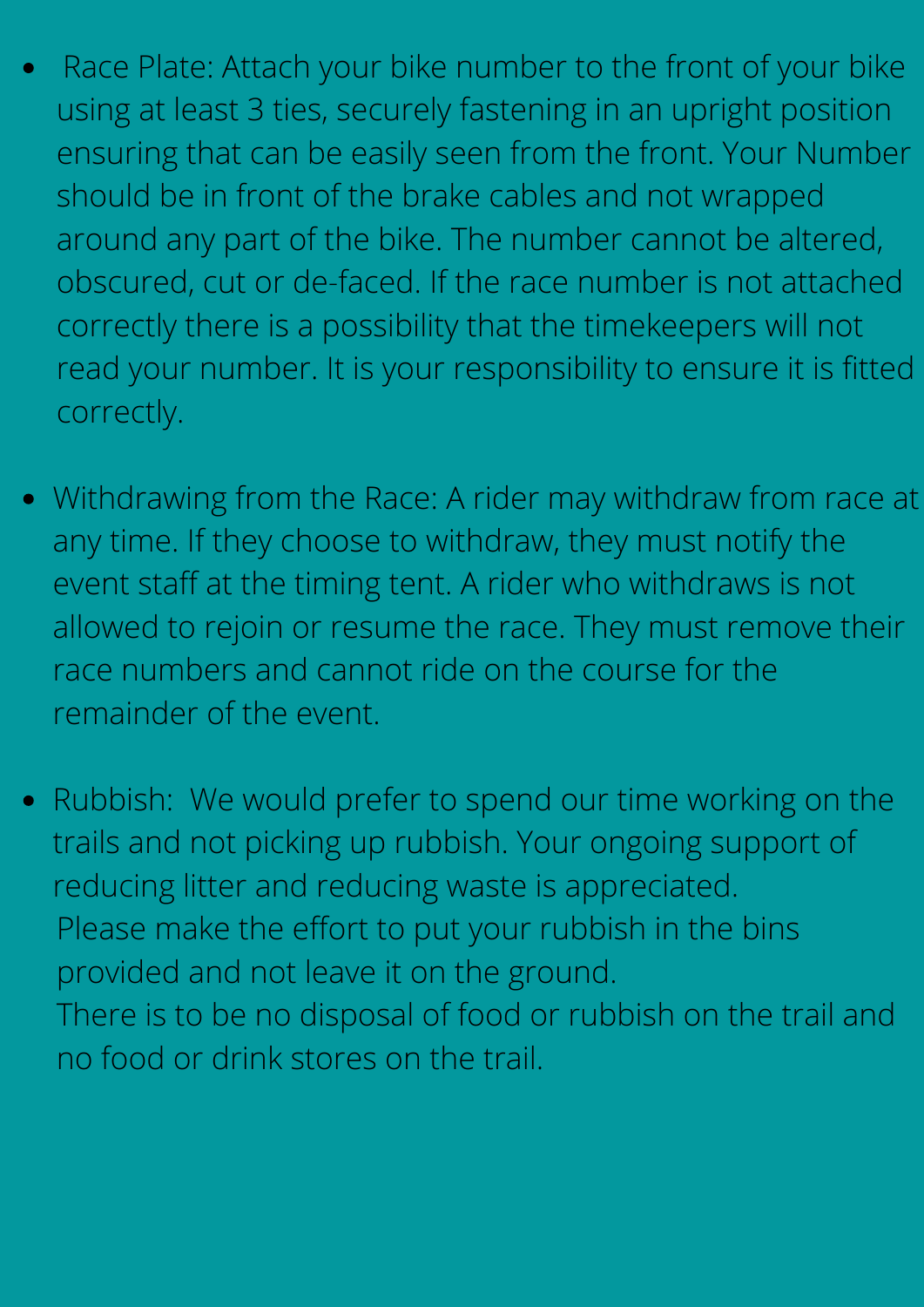- Race Plate: Attach your bike number to the front of your bike using at least 3 ties, securely fastening in an upright position ensuring that can be easily seen from the front. Your Number should be in front of the brake cables and not wrapped around any part of the bike. The number cannot be altered, obscured, cut or de-faced. If the race number is not attached correctly there is a possibility that the timekeepers will not read your number. It is your responsibility to ensure it is fitted correctly.

- Withdrawing from the Race: A rider may withdraw from race at any time. If they choose to withdraw, they must notify the event staff at the timing tent. A rider who withdraws is not allowed to rejoin or resume the race. They must remove their race numbers and cannot ride on the course for the remainder of the event.

- Rubbish: We would prefer to spend our time working on the trails and not picking up rubbish. Your ongoing support of reducing litter and reducing waste is appreciated.
  Please make the effort to put your rubbish in the bins provided and not leave it on the ground.
  There is to be no disposal of food or rubbish on the trail and no food or drink stores on the trail.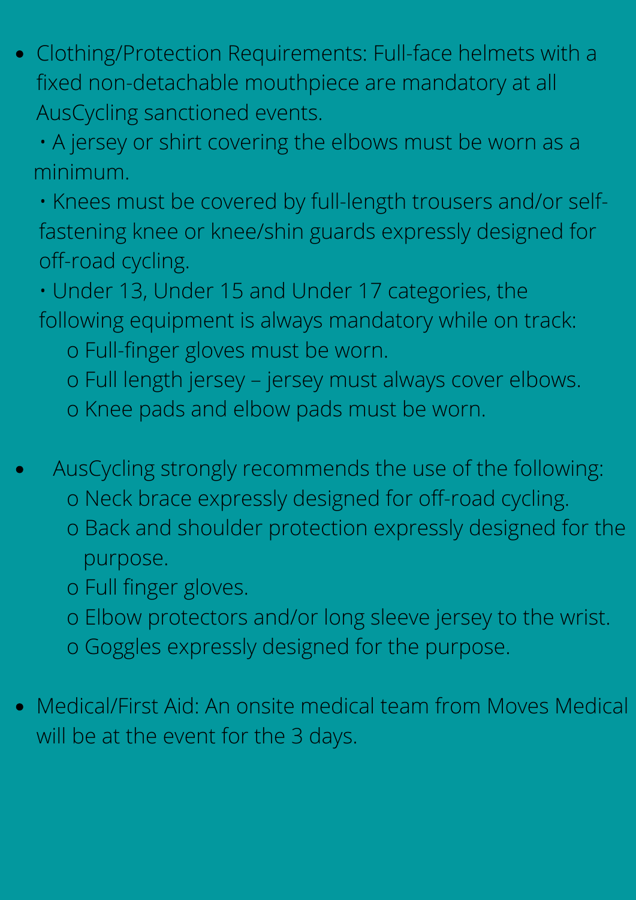- Clothing/Protection Requirements: Full-face helmets with a fixed non-detachable mouthpiece are mandatory at all AusCycling sanctioned events.
  - A jersey or shirt covering the elbows must be worn as a minimum.
  - Knees must be covered by full-length trousers and/or self-fastening knee or knee/shin guards expressly designed for off-road cycling.
  - Under 13, Under 15 and Under 17 categories, the following equipment is always mandatory while on track:
    - Full-finger gloves must be worn.
    - Full length jersey – jersey must always cover elbows.
    - Knee pads and elbow pads must be worn.

- AusCycling strongly recommends the use of the following:
  - Neck brace expressly designed for off-road cycling.
  - Back and shoulder protection expressly designed for the purpose.
  - Full finger gloves.
  - Elbow protectors and/or long sleeve jersey to the wrist.
  - Goggles expressly designed for the purpose.

- Medical/First Aid: An onsite medical team from Moves Medical will be at the event for the 3 days.